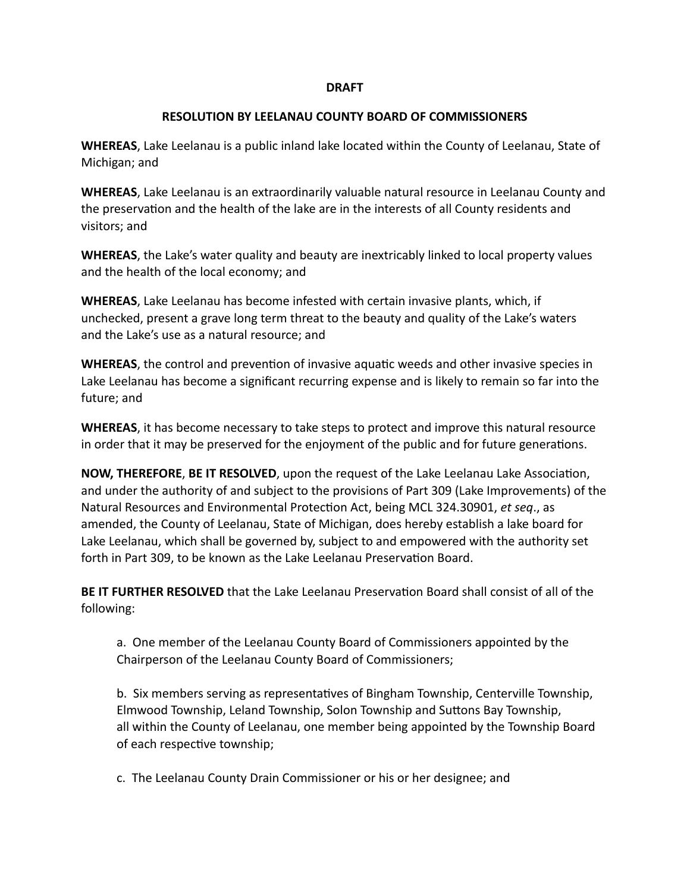**DRAFT**

**RESOLUTION BY LEELANAU COUNTY BOARD OF COMMISSIONERS**

**WHEREAS**, Lake Leelanau is a public inland lake located within the County of Leelanau, State of Michigan; and

**WHEREAS**, Lake Leelanau is an extraordinarily valuable natural resource in Leelanau County and the preservation and the health of the lake are in the interests of all County residents and visitors; and

**WHEREAS**, the Lake's water quality and beauty are inextricably linked to local property values and the health of the local economy; and

**WHEREAS**, Lake Leelanau has become infested with certain invasive plants, which, if unchecked, present a grave long term threat to the beauty and quality of the Lake's waters and the Lake's use as a natural resource; and

**WHEREAS**, the control and prevention of invasive aquatic weeds and other invasive species in Lake Leelanau has become a significant recurring expense and is likely to remain so far into the future; and

**WHEREAS**, it has become necessary to take steps to protect and improve this natural resource in order that it may be preserved for the enjoyment of the public and for future generations.

**NOW, THEREFORE**, **BE IT RESOLVED**, upon the request of the Lake Leelanau Lake Association, and under the authority of and subject to the provisions of Part 309 (Lake Improvements) of the Natural Resources and Environmental Protection Act, being MCL 324.30901, *et seq*., as amended, the County of Leelanau, State of Michigan, does hereby establish a lake board for Lake Leelanau, which shall be governed by, subject to and empowered with the authority set forth in Part 309, to be known as the Lake Leelanau Preservation Board.

**BE IT FURTHER RESOLVED** that the Lake Leelanau Preservation Board shall consist of all of the following:

a. One member of the Leelanau County Board of Commissioners appointed by the Chairperson of the Leelanau County Board of Commissioners;

b. Six members serving as representatives of Bingham Township, Centerville Township, Elmwood Township, Leland Township, Solon Township and Suttons Bay Township, all within the County of Leelanau, one member being appointed by the Township Board of each respective township;

c. The Leelanau County Drain Commissioner or his or her designee; and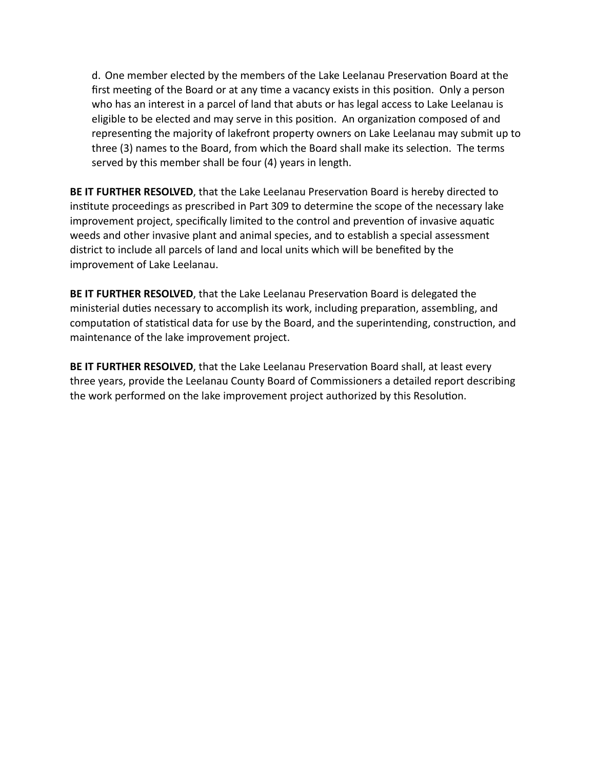d. One member elected by the members of the Lake Leelanau Preservation Board at the first meeting of the Board or at any time a vacancy exists in this position. Only a person who has an interest in a parcel of land that abuts or has legal access to Lake Leelanau is eligible to be elected and may serve in this position. An organization composed of and representing the majority of lakefront property owners on Lake Leelanau may submit up to three (3) names to the Board, from which the Board shall make its selection. The terms served by this member shall be four (4) years in length.

**BE IT FURTHER RESOLVED**, that the Lake Leelanau Preservation Board is hereby directed to institute proceedings as prescribed in Part 309 to determine the scope of the necessary lake improvement project, specifically limited to the control and prevention of invasive aquatic weeds and other invasive plant and animal species, and to establish a special assessment district to include all parcels of land and local units which will be benefited by the improvement of Lake Leelanau.

**BE IT FURTHER RESOLVED**, that the Lake Leelanau Preservation Board is delegated the ministerial duties necessary to accomplish its work, including preparation, assembling, and computation of statistical data for use by the Board, and the superintending, construction, and maintenance of the lake improvement project.

**BE IT FURTHER RESOLVED**, that the Lake Leelanau Preservation Board shall, at least every three years, provide the Leelanau County Board of Commissioners a detailed report describing the work performed on the lake improvement project authorized by this Resolution.